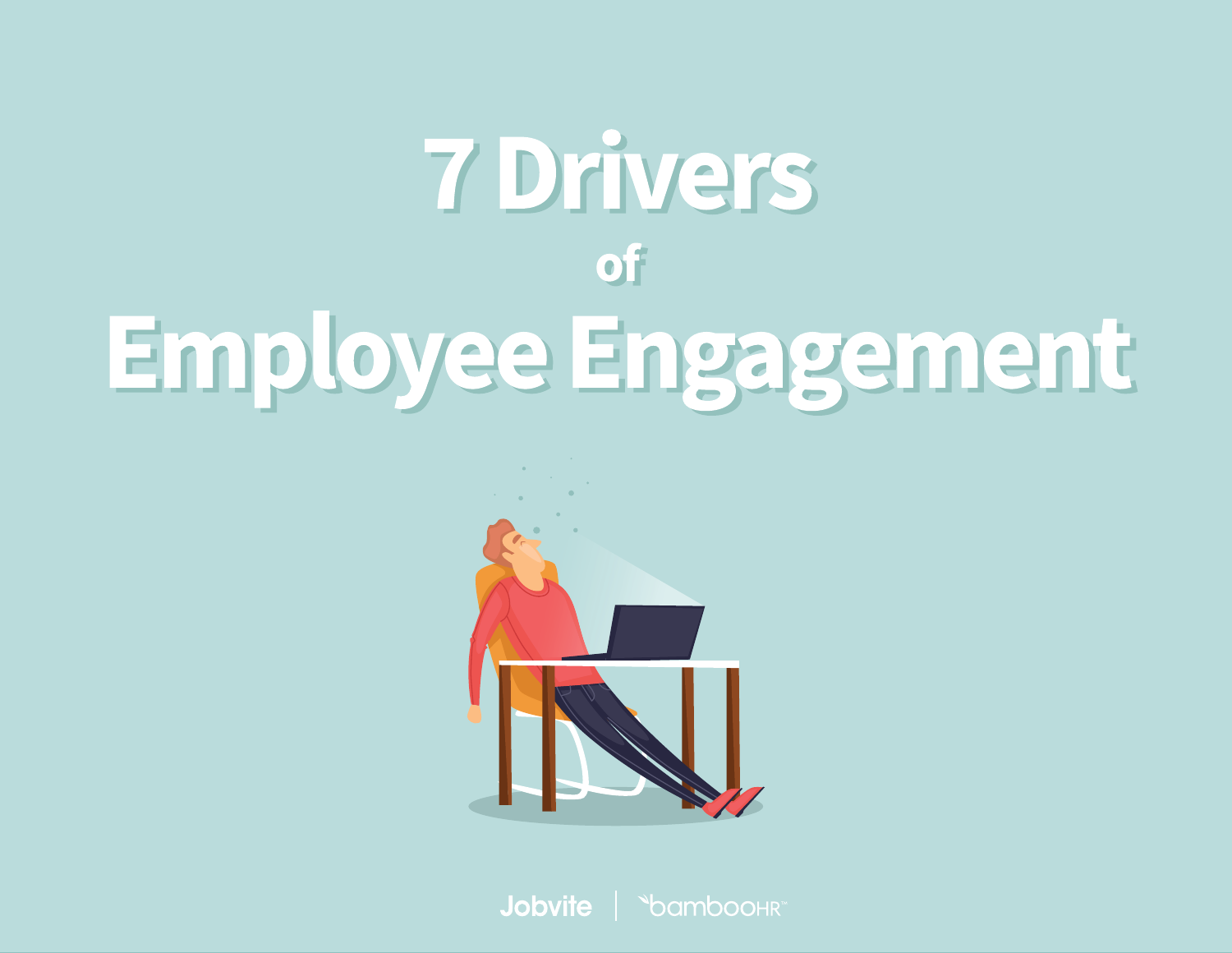# 7 Drivers of Employee Engagement

Jobvite | bambooHR™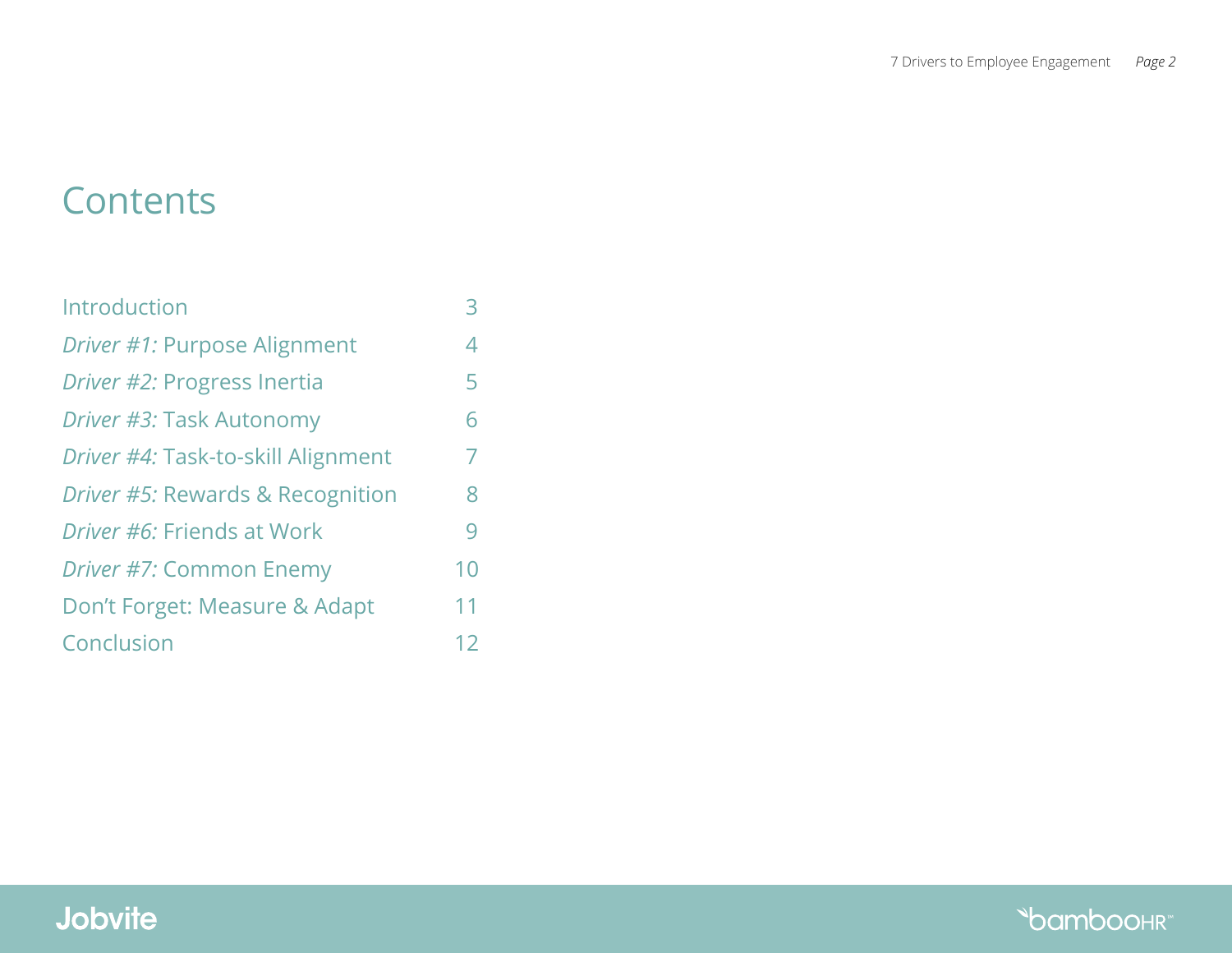# Contents

| | |
|---|---|
| Introduction | 3 |
| *Driver #1:* Purpose Alignment | 4 |
| *Driver #2:* Progress Inertia | 5 |
| *Driver #3:* Task Autonomy | 6 |
| *Driver #4:* Task-to-skill Alignment | 7 |
| *Driver #5:* Rewards & Recognition | 8 |
| *Driver #6:* Friends at Work | 9 |
| *Driver #7:* Common Enemy | 10 |
| Don’t Forget: Measure & Adapt | 11 |
| Conclusion | 12 |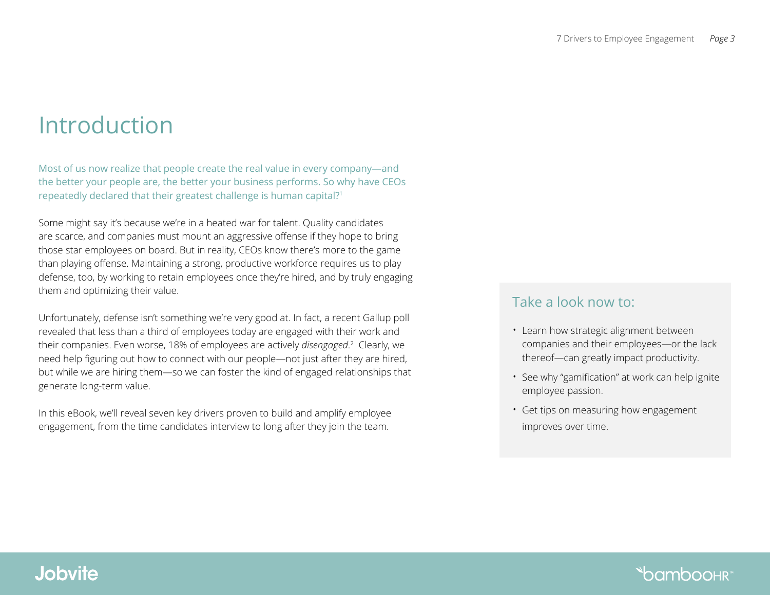# Introduction

Most of us now realize that people create the real value in every company—and the better your people are, the better your business performs. So why have CEOs repeatedly declared that their greatest challenge is human capital?[1]

Some might say it's because we're in a heated war for talent. Quality candidates are scarce, and companies must mount an aggressive offense if they hope to bring those star employees on board. But in reality, CEOs know there's more to the game than playing offense. Maintaining a strong, productive workforce requires us to play defense, too, by working to retain employees once they're hired, and by truly engaging them and optimizing their value.

Unfortunately, defense isn't something we're very good at. In fact, a recent Gallup poll revealed that less than a third of employees today are engaged with their work and their companies. Even worse, 18% of employees are actively *disengaged*.[2] Clearly, we need help figuring out how to connect with our people—not just after they are hired, but while we are hiring them—so we can foster the kind of engaged relationships that generate long-term value.

In this eBook, we'll reveal seven key drivers proven to build and amplify employee engagement, from the time candidates interview to long after they join the team.

## Take a look now to:

- Learn how strategic alignment between companies and their employees—or the lack thereof—can greatly impact productivity.
- See why "gamification" at work can help ignite employee passion.
- Get tips on measuring how engagement improves over time.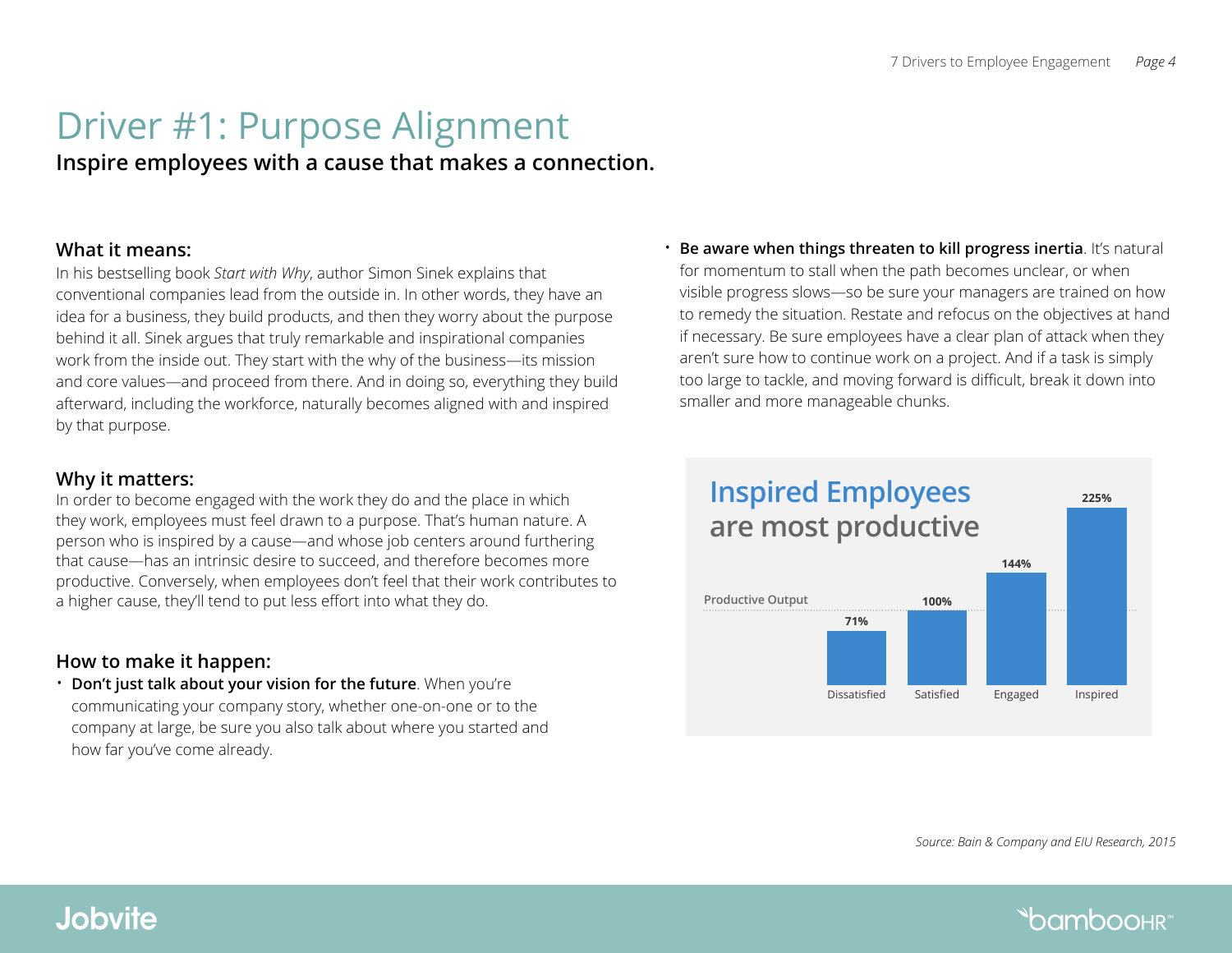# Driver #1: Purpose Alignment

**Inspire employees with a cause that makes a connection.**

### What it means:

In his bestselling book *Start with Why*, author Simon Sinek explains that conventional companies lead from the outside in. In other words, they have an idea for a business, they build products, and then they worry about the purpose behind it all. Sinek argues that truly remarkable and inspirational companies work from the inside out. They start with the why of the business—its mission and core values—and proceed from there. And in doing so, everything they build afterward, including the workforce, naturally becomes aligned with and inspired by that purpose.

### Why it matters:

In order to become engaged with the work they do and the place in which they work, employees must feel drawn to a purpose. That's human nature. A person who is inspired by a cause—and whose job centers around furthering that cause—has an intrinsic desire to succeed, and therefore becomes more productive. Conversely, when employees don't feel that their work contributes to a higher cause, they'll tend to put less effort into what they do.

### How to make it happen:

- **Don't just talk about your vision for the future**. When you're communicating your company story, whether one-on-one or to the company at large, be sure you also talk about where you started and how far you've come already.
- **Be aware when things threaten to kill progress inertia**. It's natural for momentum to stall when the path becomes unclear, or when visible progress slows—so be sure your managers are trained on how to remedy the situation. Restate and refocus on the objectives at hand if necessary. Be sure employees have a clear plan of attack when they aren't sure how to continue work on a project. And if a task is simply too large to tackle, and moving forward is difficult, break it down into smaller and more manageable chunks.

**Inspired Employees are most productive**

| | Dissatisfied | Satisfied | Engaged | Inspired |
|---|---|---|---|---|
| Productive Output | 71% | 100% | 144% | 225% |

*Source: Bain & Company and EIU Research, 2015*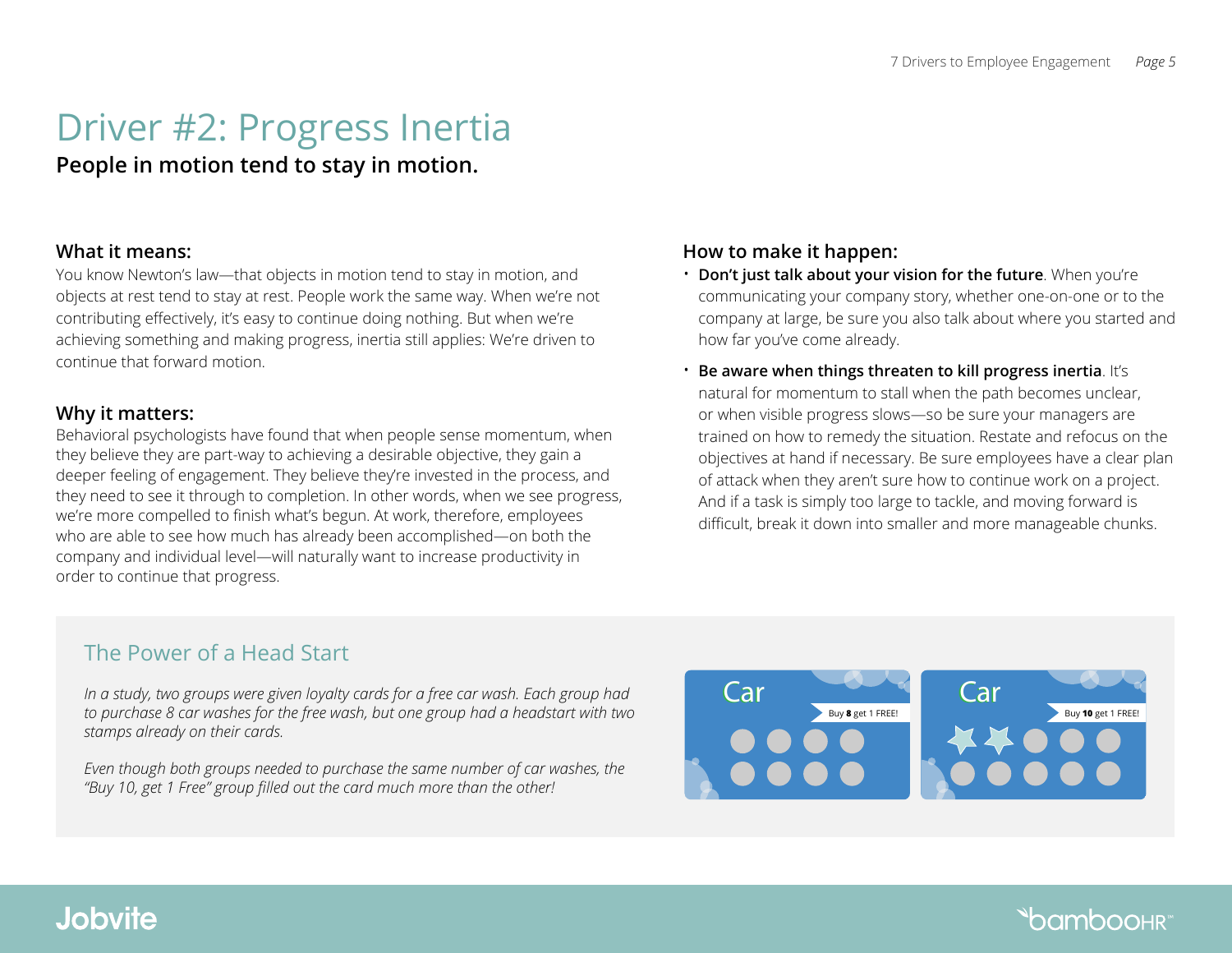# Driver #2: Progress Inertia

**People in motion tend to stay in motion.**

### What it means:

You know Newton's law—that objects in motion tend to stay in motion, and objects at rest tend to stay at rest. People work the same way. When we're not contributing effectively, it's easy to continue doing nothing. But when we're achieving something and making progress, inertia still applies: We're driven to continue that forward motion.

### Why it matters:

Behavioral psychologists have found that when people sense momentum, when they believe they are part-way to achieving a desirable objective, they gain a deeper feeling of engagement. They believe they're invested in the process, and they need to see it through to completion. In other words, when we see progress, we're more compelled to finish what's begun. At work, therefore, employees who are able to see how much has already been accomplished—on both the company and individual level—will naturally want to increase productivity in order to continue that progress.

### How to make it happen:

- **Don't just talk about your vision for the future**. When you're communicating your company story, whether one-on-one or to the company at large, be sure you also talk about where you started and how far you've come already.
- **Be aware when things threaten to kill progress inertia**. It's natural for momentum to stall when the path becomes unclear, or when visible progress slows—so be sure your managers are trained on how to remedy the situation. Restate and refocus on the objectives at hand if necessary. Be sure employees have a clear plan of attack when they aren't sure how to continue work on a project. And if a task is simply too large to tackle, and moving forward is difficult, break it down into smaller and more manageable chunks.

## The Power of a Head Start

*In a study, two groups were given loyalty cards for a free car wash. Each group had to purchase 8 car washes for the free wash, but one group had a headstart with two stamps already on their cards.*

*Even though both groups needed to purchase the same number of car washes, the "Buy 10, get 1 Free" group filled out the card much more than the other!*

Car — Buy **8** get 1 FREE!

Car — Buy **10** get 1 FREE!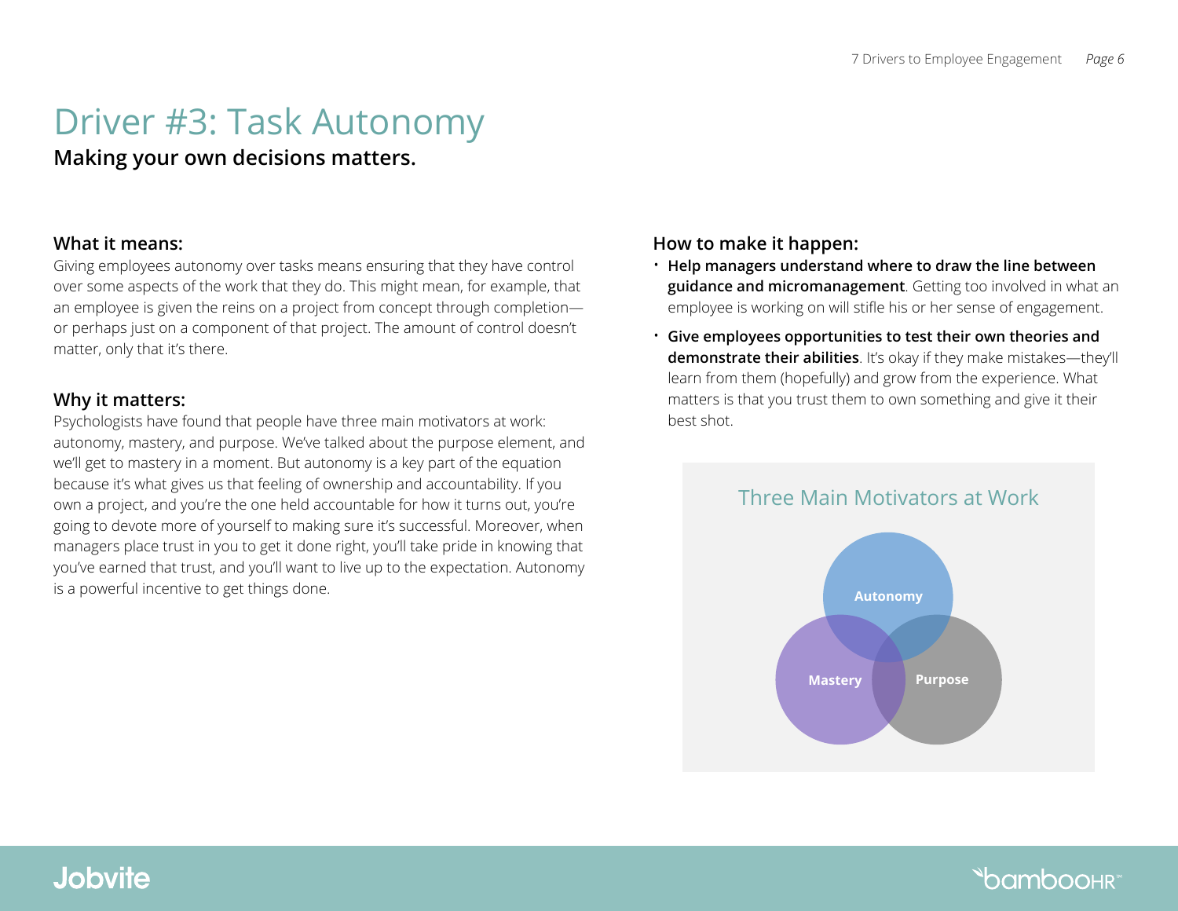# Driver #3: Task Autonomy

**Making your own decisions matters.**

### What it means:

Giving employees autonomy over tasks means ensuring that they have control over some aspects of the work that they do. This might mean, for example, that an employee is given the reins on a project from concept through completion—or perhaps just on a component of that project. The amount of control doesn't matter, only that it's there.

### Why it matters:

Psychologists have found that people have three main motivators at work: autonomy, mastery, and purpose. We've talked about the purpose element, and we'll get to mastery in a moment. But autonomy is a key part of the equation because it's what gives us that feeling of ownership and accountability. If you own a project, and you're the one held accountable for how it turns out, you're going to devote more of yourself to making sure it's successful. Moreover, when managers place trust in you to get it done right, you'll take pride in knowing that you've earned that trust, and you'll want to live up to the expectation. Autonomy is a powerful incentive to get things done.

### How to make it happen:

- **Help managers understand where to draw the line between guidance and micromanagement**. Getting too involved in what an employee is working on will stifle his or her sense of engagement.
- **Give employees opportunities to test their own theories and demonstrate their abilities**. It's okay if they make mistakes—they'll learn from them (hopefully) and grow from the experience. What matters is that you trust them to own something and give it their best shot.

Three Main Motivators at Work

Autonomy

Mastery

Purpose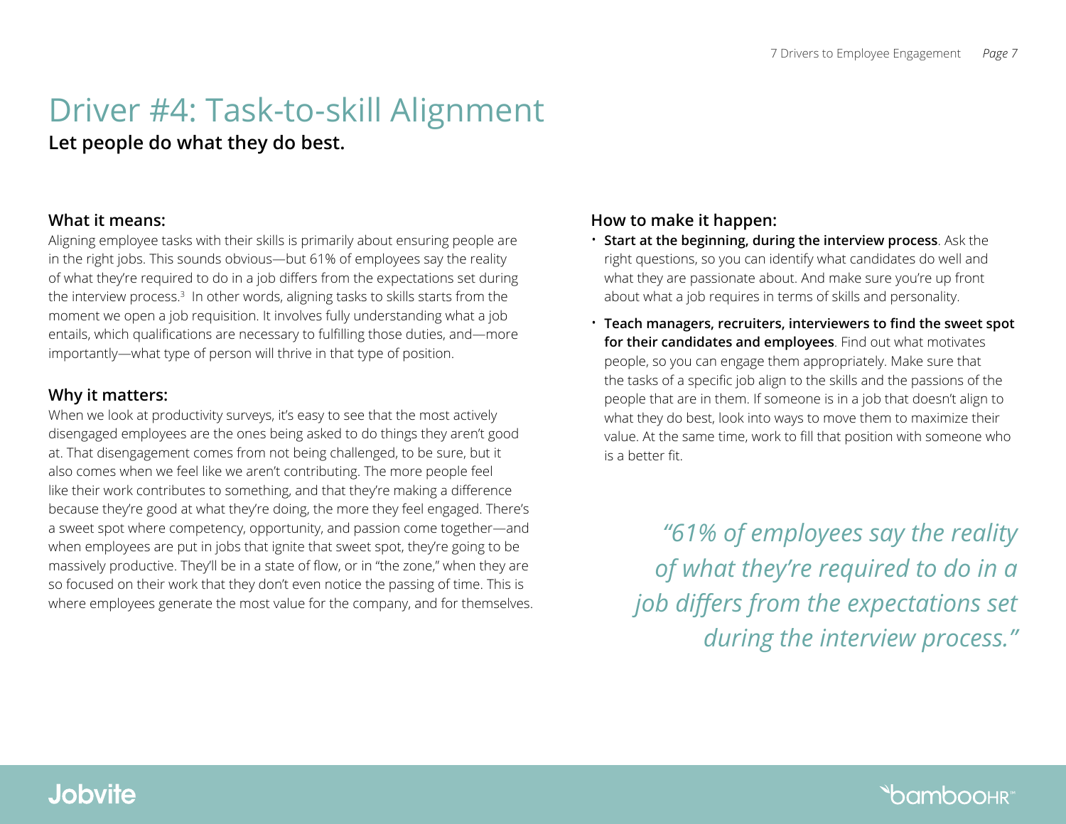# Driver #4: Task-to-skill Alignment

**Let people do what they do best.**

### What it means:

Aligning employee tasks with their skills is primarily about ensuring people are in the right jobs. This sounds obvious—but 61% of employees say the reality of what they're required to do in a job differs from the expectations set during the interview process.[3] In other words, aligning tasks to skills starts from the moment we open a job requisition. It involves fully understanding what a job entails, which qualifications are necessary to fulfilling those duties, and—more importantly—what type of person will thrive in that type of position.

### Why it matters:

When we look at productivity surveys, it's easy to see that the most actively disengaged employees are the ones being asked to do things they aren't good at. That disengagement comes from not being challenged, to be sure, but it also comes when we feel like we aren't contributing. The more people feel like their work contributes to something, and that they're making a difference because they're good at what they're doing, the more they feel engaged. There's a sweet spot where competency, opportunity, and passion come together—and when employees are put in jobs that ignite that sweet spot, they're going to be massively productive. They'll be in a state of flow, or in "the zone," when they are so focused on their work that they don't even notice the passing of time. This is where employees generate the most value for the company, and for themselves.

### How to make it happen:

- **Start at the beginning, during the interview process**. Ask the right questions, so you can identify what candidates do well and what they are passionate about. And make sure you're up front about what a job requires in terms of skills and personality.
- **Teach managers, recruiters, interviewers to find the sweet spot for their candidates and employees**. Find out what motivates people, so you can engage them appropriately. Make sure that the tasks of a specific job align to the skills and the passions of the people that are in them. If someone is in a job that doesn't align to what they do best, look into ways to move them to maximize their value. At the same time, work to fill that position with someone who is a better fit.

*"61% of employees say the reality of what they're required to do in a job differs from the expectations set during the interview process."*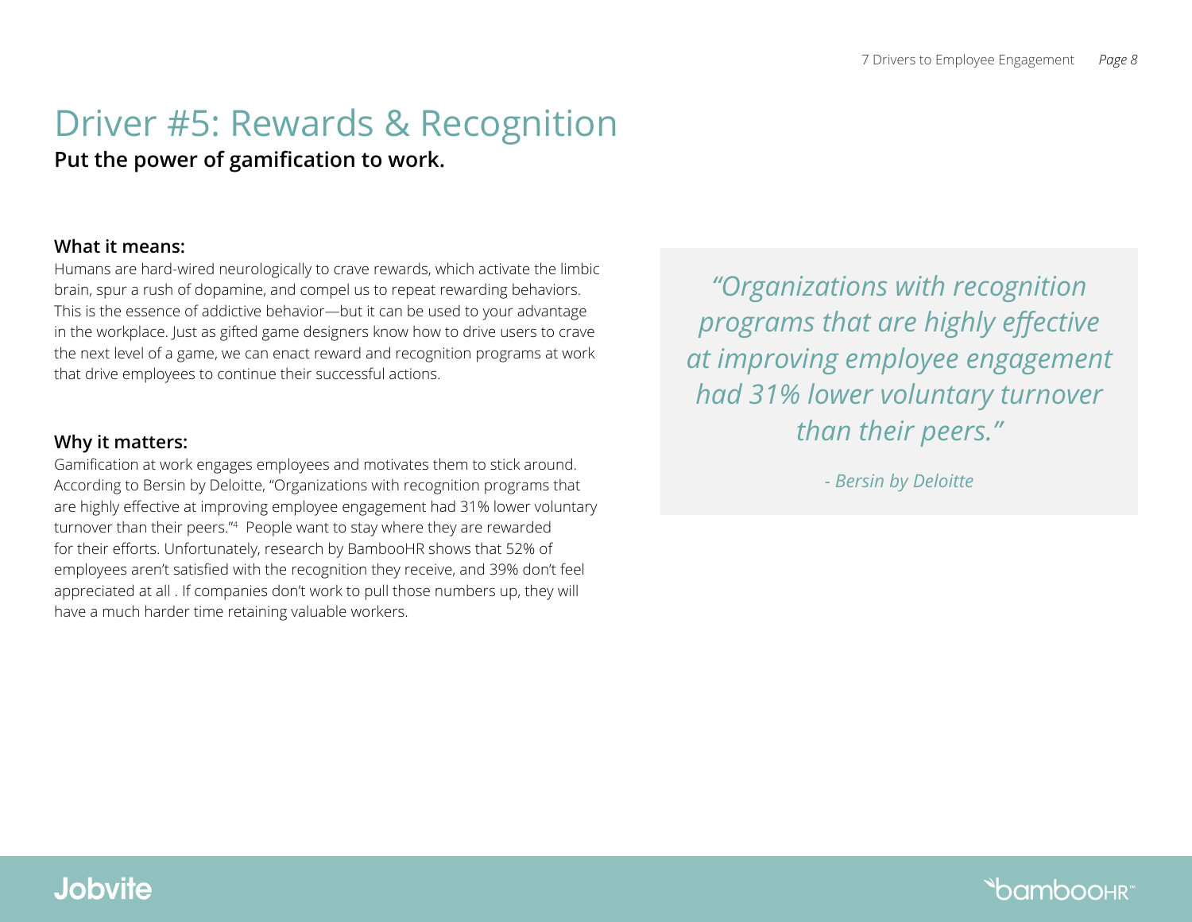# Driver #5: Rewards & Recognition

**Put the power of gamification to work.**

**What it means:**

Humans are hard-wired neurologically to crave rewards, which activate the limbic brain, spur a rush of dopamine, and compel us to repeat rewarding behaviors. This is the essence of addictive behavior—but it can be used to your advantage in the workplace. Just as gifted game designers know how to drive users to crave the next level of a game, we can enact reward and recognition programs at work that drive employees to continue their successful actions.

**Why it matters:**

Gamification at work engages employees and motivates them to stick around. According to Bersin by Deloitte, "Organizations with recognition programs that are highly effective at improving employee engagement had 31% lower voluntary turnover than their peers."[4] People want to stay where they are rewarded for their efforts. Unfortunately, research by BambooHR shows that 52% of employees aren't satisfied with the recognition they receive, and 39% don't feel appreciated at all . If companies don't work to pull those numbers up, they will have a much harder time retaining valuable workers.

> *"Organizations with recognition programs that are highly effective at improving employee engagement had 31% lower voluntary turnover than their peers."*
>
> *- Bersin by Deloitte*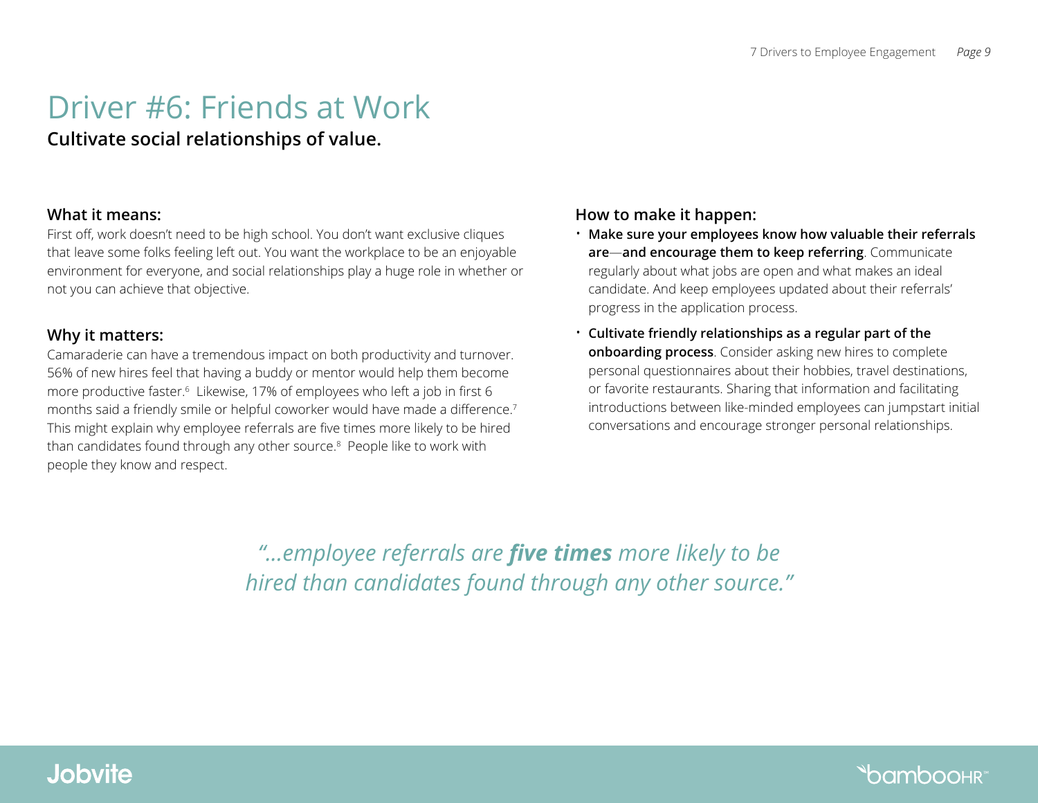# Driver #6: Friends at Work

**Cultivate social relationships of value.**

### What it means:

First off, work doesn't need to be high school. You don't want exclusive cliques that leave some folks feeling left out. You want the workplace to be an enjoyable environment for everyone, and social relationships play a huge role in whether or not you can achieve that objective.

### Why it matters:

Camaraderie can have a tremendous impact on both productivity and turnover. 56% of new hires feel that having a buddy or mentor would help them become more productive faster.[6] Likewise, 17% of employees who left a job in first 6 months said a friendly smile or helpful coworker would have made a difference.[7] This might explain why employee referrals are five times more likely to be hired than candidates found through any other source.[8] People like to work with people they know and respect.

### How to make it happen:

- **Make sure your employees know how valuable their referrals are—and encourage them to keep referring**. Communicate regularly about what jobs are open and what makes an ideal candidate. And keep employees updated about their referrals' progress in the application process.
- **Cultivate friendly relationships as a regular part of the onboarding process**. Consider asking new hires to complete personal questionnaires about their hobbies, travel destinations, or favorite restaurants. Sharing that information and facilitating introductions between like-minded employees can jumpstart initial conversations and encourage stronger personal relationships.

*"...employee referrals are **five times** more likely to be hired than candidates found through any other source."*

Jobvite

bambooHR™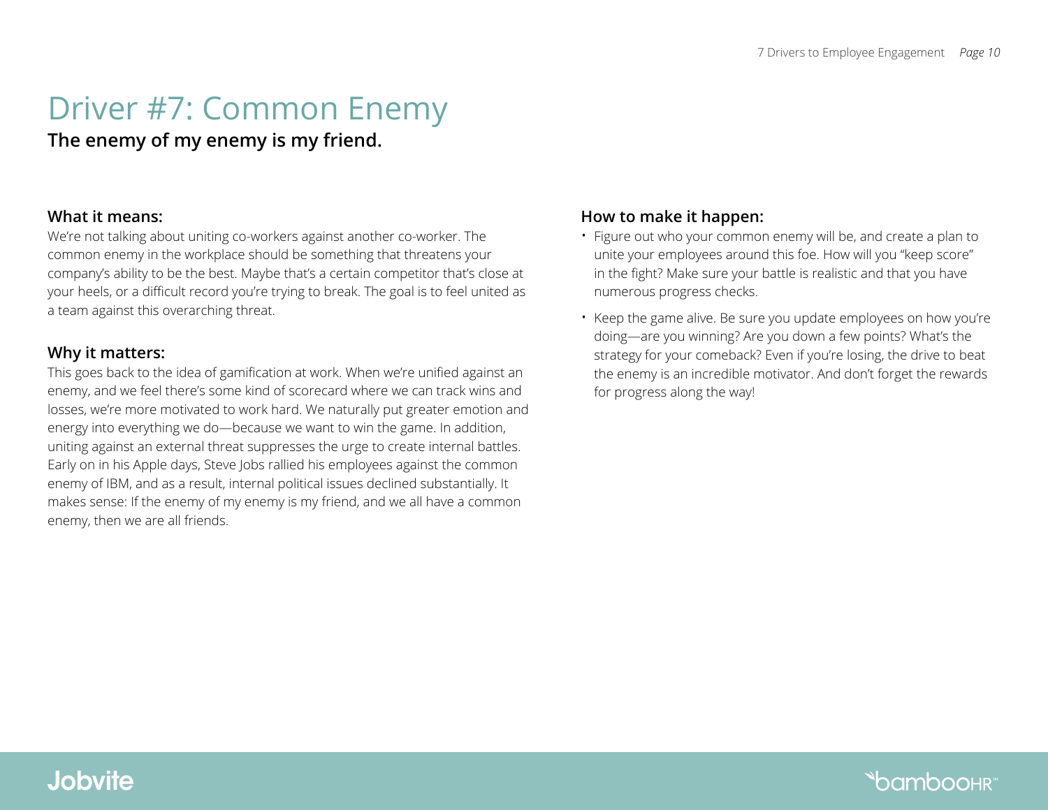# Driver #7: Common Enemy

**The enemy of my enemy is my friend.**

### What it means:

We're not talking about uniting co-workers against another co-worker. The common enemy in the workplace should be something that threatens your company's ability to be the best. Maybe that's a certain competitor that's close at your heels, or a difficult record you're trying to break. The goal is to feel united as a team against this overarching threat.

### Why it matters:

This goes back to the idea of gamification at work. When we're unified against an enemy, and we feel there's some kind of scorecard where we can track wins and losses, we're more motivated to work hard. We naturally put greater emotion and energy into everything we do—because we want to win the game. In addition, uniting against an external threat suppresses the urge to create internal battles. Early on in his Apple days, Steve Jobs rallied his employees against the common enemy of IBM, and as a result, internal political issues declined substantially. It makes sense: If the enemy of my enemy is my friend, and we all have a common enemy, then we are all friends.

### How to make it happen:

- Figure out who your common enemy will be, and create a plan to unite your employees around this foe. How will you "keep score" in the fight? Make sure your battle is realistic and that you have numerous progress checks.
- Keep the game alive. Be sure you update employees on how you're doing—are you winning? Are you down a few points? What's the strategy for your comeback? Even if you're losing, the drive to beat the enemy is an incredible motivator. And don't forget the rewards for progress along the way!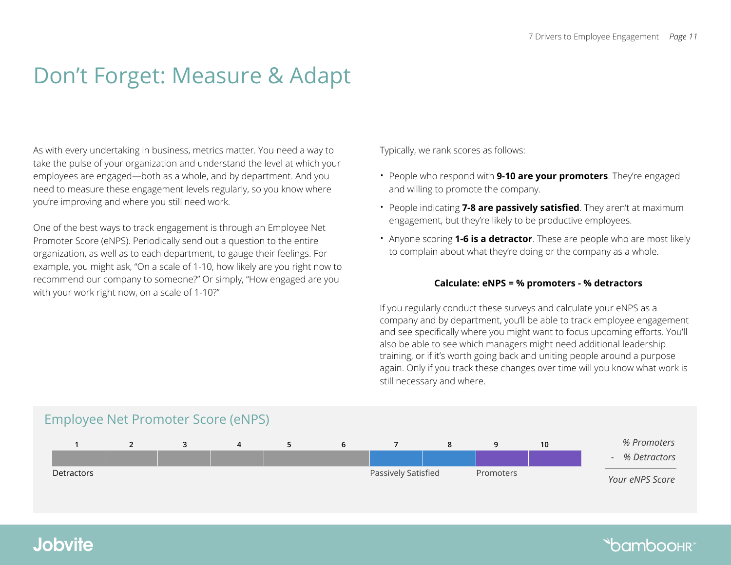# Don't Forget: Measure & Adapt

As with every undertaking in business, metrics matter. You need a way to take the pulse of your organization and understand the level at which your employees are engaged—both as a whole, and by department. And you need to measure these engagement levels regularly, so you know where you're improving and where you still need work.

One of the best ways to track engagement is through an Employee Net Promoter Score (eNPS). Periodically send out a question to the entire organization, as well as to each department, to gauge their feelings. For example, you might ask, "On a scale of 1-10, how likely are you right now to recommend our company to someone?" Or simply, "How engaged are you with your work right now, on a scale of 1-10?"

Typically, we rank scores as follows:

- People who respond with **9-10 are your promoters**. They're engaged and willing to promote the company.
- People indicating **7-8 are passively satisfied**. They aren't at maximum engagement, but they're likely to be productive employees.
- Anyone scoring **1-6 is a detractor**. These are people who are most likely to complain about what they're doing or the company as a whole.

**Calculate: eNPS = % promoters - % detractors**

If you regularly conduct these surveys and calculate your eNPS as a company and by department, you'll be able to track employee engagement and see specifically where you might want to focus upcoming efforts. You'll also be able to see which managers might need additional leadership training, or if it's worth going back and uniting people around a purpose again. Only if you track these changes over time will you know what work is still necessary and where.

## Employee Net Promoter Score (eNPS)

| 1 | 2 | 3 | 4 | 5 | 6 | 7 | 8 | 9 | 10 |
|---|---|---|---|---|---|---|---|---|---|
| Detractors | | | | | | Passively Satisfied | | Promoters | |

*% Promoters*
*- % Detractors*

*Your eNPS Score*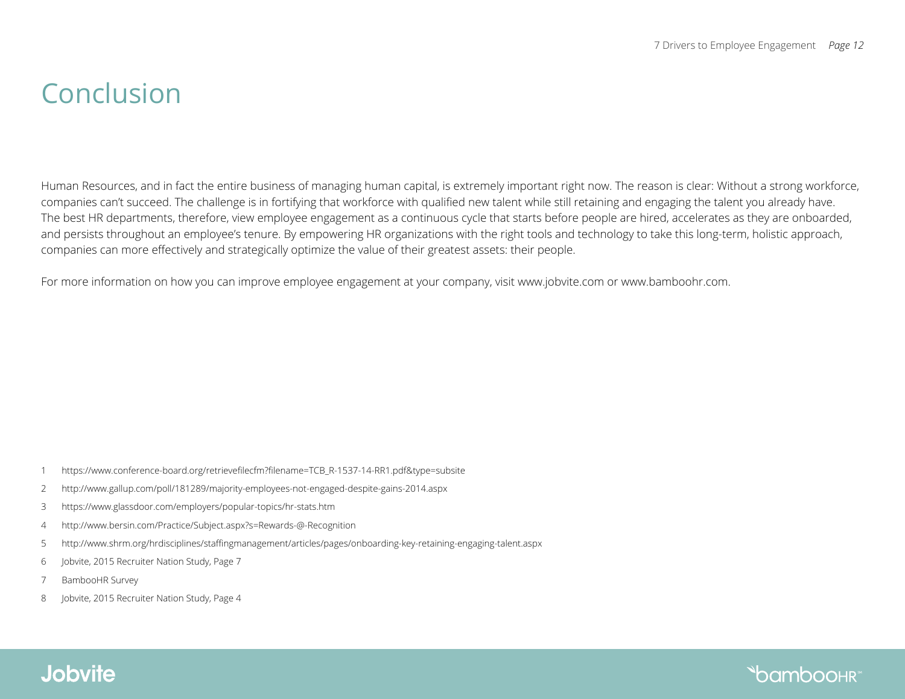# Conclusion

Human Resources, and in fact the entire business of managing human capital, is extremely important right now. The reason is clear: Without a strong workforce, companies can't succeed. The challenge is in fortifying that workforce with qualified new talent while still retaining and engaging the talent you already have. The best HR departments, therefore, view employee engagement as a continuous cycle that starts before people are hired, accelerates as they are onboarded, and persists throughout an employee's tenure. By empowering HR organizations with the right tools and technology to take this long-term, holistic approach, companies can more effectively and strategically optimize the value of their greatest assets: their people.

For more information on how you can improve employee engagement at your company, visit www.jobvite.com or www.bamboohr.com.

1 https://www.conference-board.org/retrievefilecfm?filename=TCB_R-1537-14-RR1.pdf&type=subsite

2 http://www.gallup.com/poll/181289/majority-employees-not-engaged-despite-gains-2014.aspx

3 https://www.glassdoor.com/employers/popular-topics/hr-stats.htm

4 http://www.bersin.com/Practice/Subject.aspx?s=Rewards-@-Recognition

5 http://www.shrm.org/hrdisciplines/staffingmanagement/articles/pages/onboarding-key-retaining-engaging-talent.aspx

6 Jobvite, 2015 Recruiter Nation Study, Page 7

7 BambooHR Survey

8 Jobvite, 2015 Recruiter Nation Study, Page 4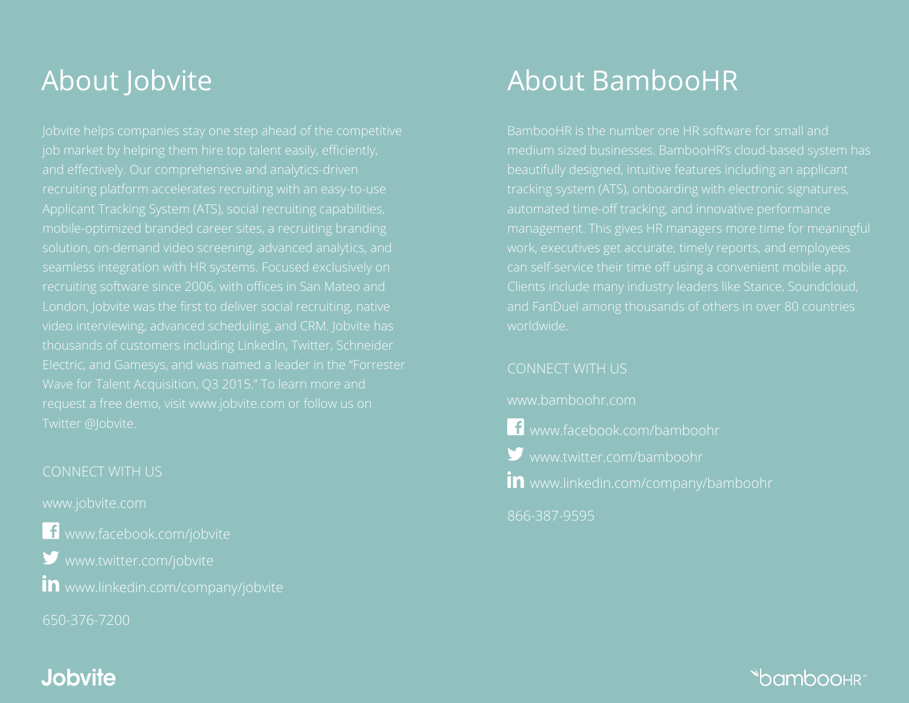# About Jobvite

Jobvite helps companies stay one step ahead of the competitive job market by helping them hire top talent easily, efficiently, and effectively. Our comprehensive and analytics-driven recruiting platform accelerates recruiting with an easy-to-use Applicant Tracking System (ATS), social recruiting capabilities, mobile-optimized branded career sites, a recruiting branding solution, on-demand video screening, advanced analytics, and seamless integration with HR systems. Focused exclusively on recruiting software since 2006, with offices in San Mateo and London, Jobvite was the first to deliver social recruiting, native video interviewing, advanced scheduling, and CRM. Jobvite has thousands of customers including LinkedIn, Twitter, Schneider Electric, and Gamesys, and was named a leader in the "Forrester Wave for Talent Acquisition, Q3 2015." To learn more and request a free demo, visit www.jobvite.com or follow us on Twitter @Jobvite.

CONNECT WITH US

www.jobvite.com

www.facebook.com/jobvite

www.twitter.com/jobvite

www.linkedin.com/company/jobvite

650-376-7200

Jobvite

# About BambooHR

BambooHR is the number one HR software for small and medium sized businesses. BambooHR's cloud-based system has beautifully designed, intuitive features including an applicant tracking system (ATS), onboarding with electronic signatures, automated time-off tracking, and innovative performance management. This gives HR managers more time for meaningful work, executives get accurate, timely reports, and employees can self-service their time off using a convenient mobile app. Clients include many industry leaders like Stance, Soundcloud, and FanDuel among thousands of others in over 80 countries worldwide.

CONNECT WITH US

www.bamboohr.com

www.facebook.com/bamboohr

www.twitter.com/bamboohr

www.linkedin.com/company/bamboohr

866-387-9595

bambooHR™